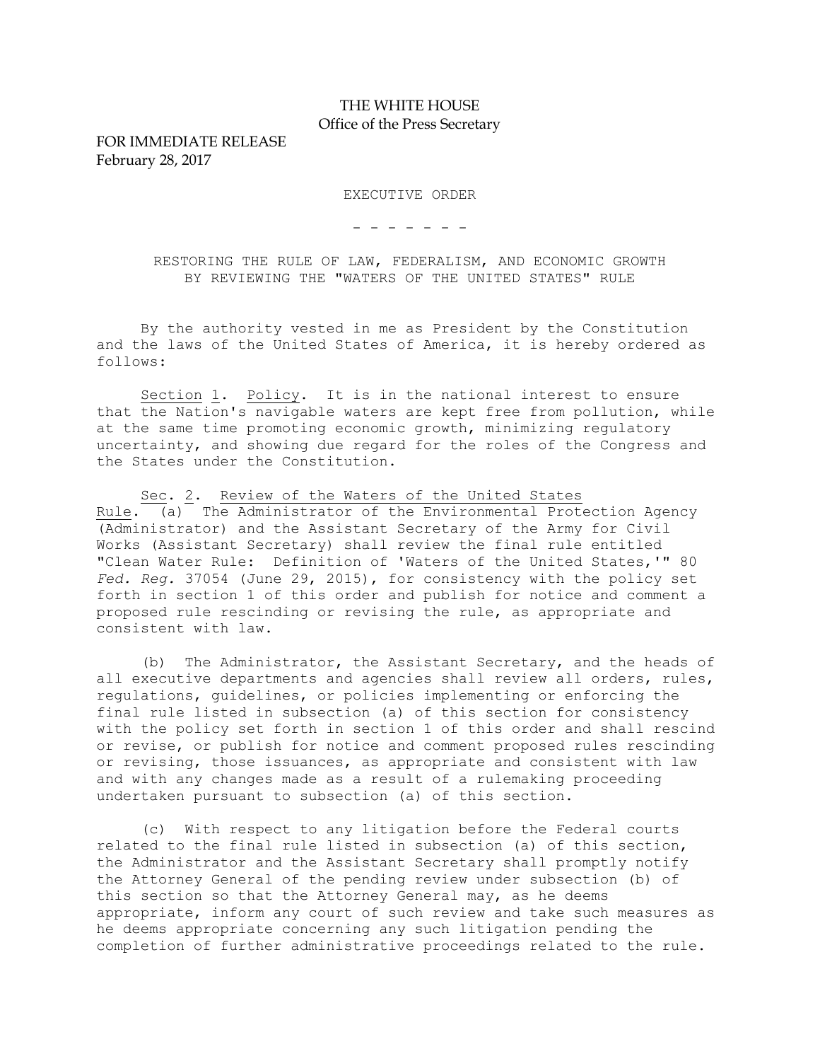THE WHITE HOUSE
Office of the Press Secretary

FOR IMMEDIATE RELEASE
February 28, 2017

EXECUTIVE ORDER

\- - - - - - -

# RESTORING THE RULE OF LAW, FEDERALISM, AND ECONOMIC GROWTH BY REVIEWING THE "WATERS OF THE UNITED STATES" RULE

By the authority vested in me as President by the Constitution and the laws of the United States of America, it is hereby ordered as follows:

Section 1. Policy. It is in the national interest to ensure that the Nation's navigable waters are kept free from pollution, while at the same time promoting economic growth, minimizing regulatory uncertainty, and showing due regard for the roles of the Congress and the States under the Constitution.

Sec. 2. Review of the Waters of the United States Rule. (a) The Administrator of the Environmental Protection Agency (Administrator) and the Assistant Secretary of the Army for Civil Works (Assistant Secretary) shall review the final rule entitled "Clean Water Rule: Definition of 'Waters of the United States,'" 80 *Fed. Reg.* 37054 (June 29, 2015), for consistency with the policy set forth in section 1 of this order and publish for notice and comment a proposed rule rescinding or revising the rule, as appropriate and consistent with law.

(b) The Administrator, the Assistant Secretary, and the heads of all executive departments and agencies shall review all orders, rules, regulations, guidelines, or policies implementing or enforcing the final rule listed in subsection (a) of this section for consistency with the policy set forth in section 1 of this order and shall rescind or revise, or publish for notice and comment proposed rules rescinding or revising, those issuances, as appropriate and consistent with law and with any changes made as a result of a rulemaking proceeding undertaken pursuant to subsection (a) of this section.

(c) With respect to any litigation before the Federal courts related to the final rule listed in subsection (a) of this section, the Administrator and the Assistant Secretary shall promptly notify the Attorney General of the pending review under subsection (b) of this section so that the Attorney General may, as he deems appropriate, inform any court of such review and take such measures as he deems appropriate concerning any such litigation pending the completion of further administrative proceedings related to the rule.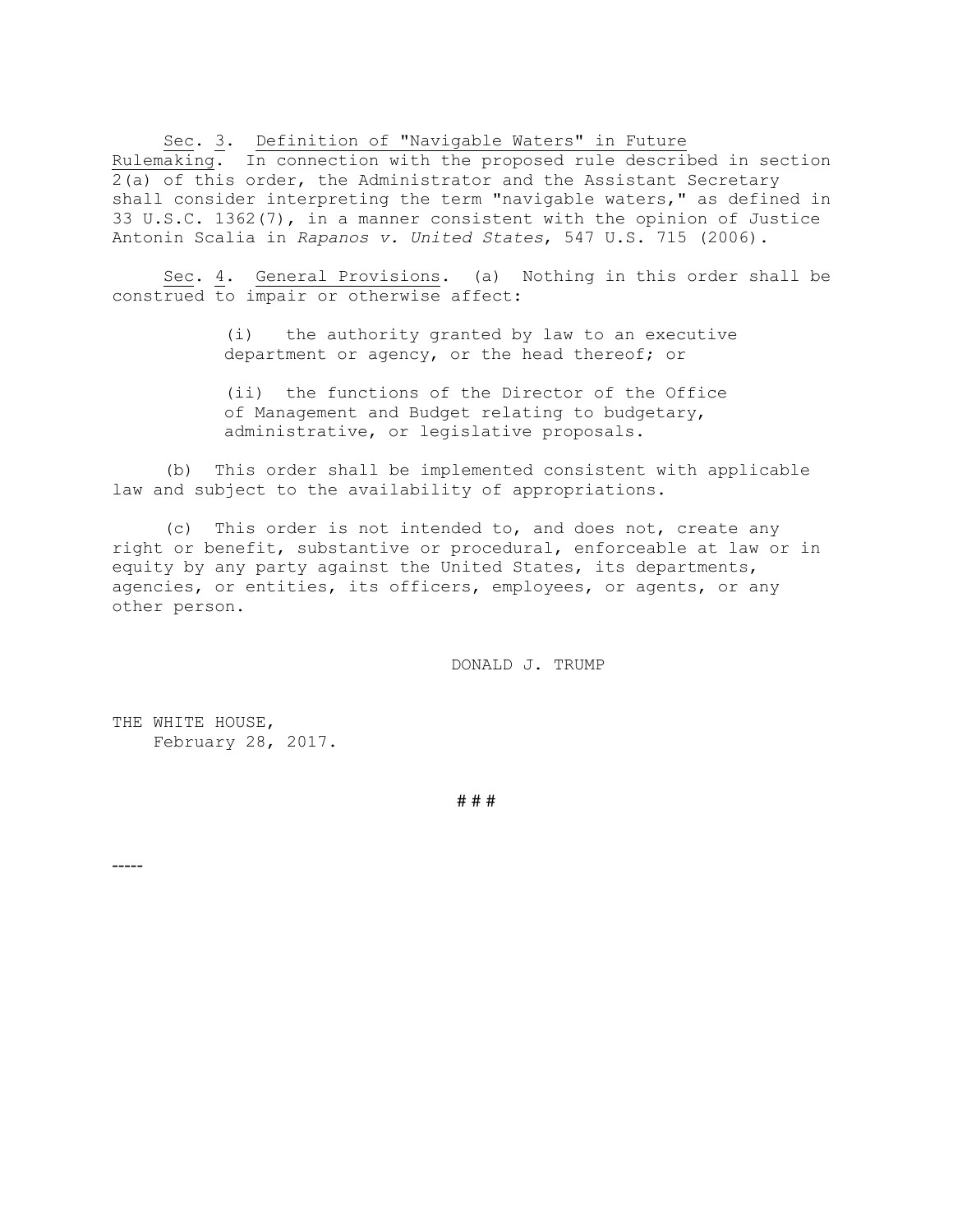Sec. 3. Definition of "Navigable Waters" in Future Rulemaking. In connection with the proposed rule described in section 2(a) of this order, the Administrator and the Assistant Secretary shall consider interpreting the term "navigable waters," as defined in 33 U.S.C. 1362(7), in a manner consistent with the opinion of Justice Antonin Scalia in *Rapanos v. United States*, 547 U.S. 715 (2006).

Sec. 4. General Provisions. (a) Nothing in this order shall be construed to impair or otherwise affect:

(i) the authority granted by law to an executive department or agency, or the head thereof; or

(ii) the functions of the Director of the Office of Management and Budget relating to budgetary, administrative, or legislative proposals.

(b) This order shall be implemented consistent with applicable law and subject to the availability of appropriations.

(c) This order is not intended to, and does not, create any right or benefit, substantive or procedural, enforceable at law or in equity by any party against the United States, its departments, agencies, or entities, its officers, employees, or agents, or any other person.

DONALD J. TRUMP

THE WHITE HOUSE,
February 28, 2017.

# # #

-----